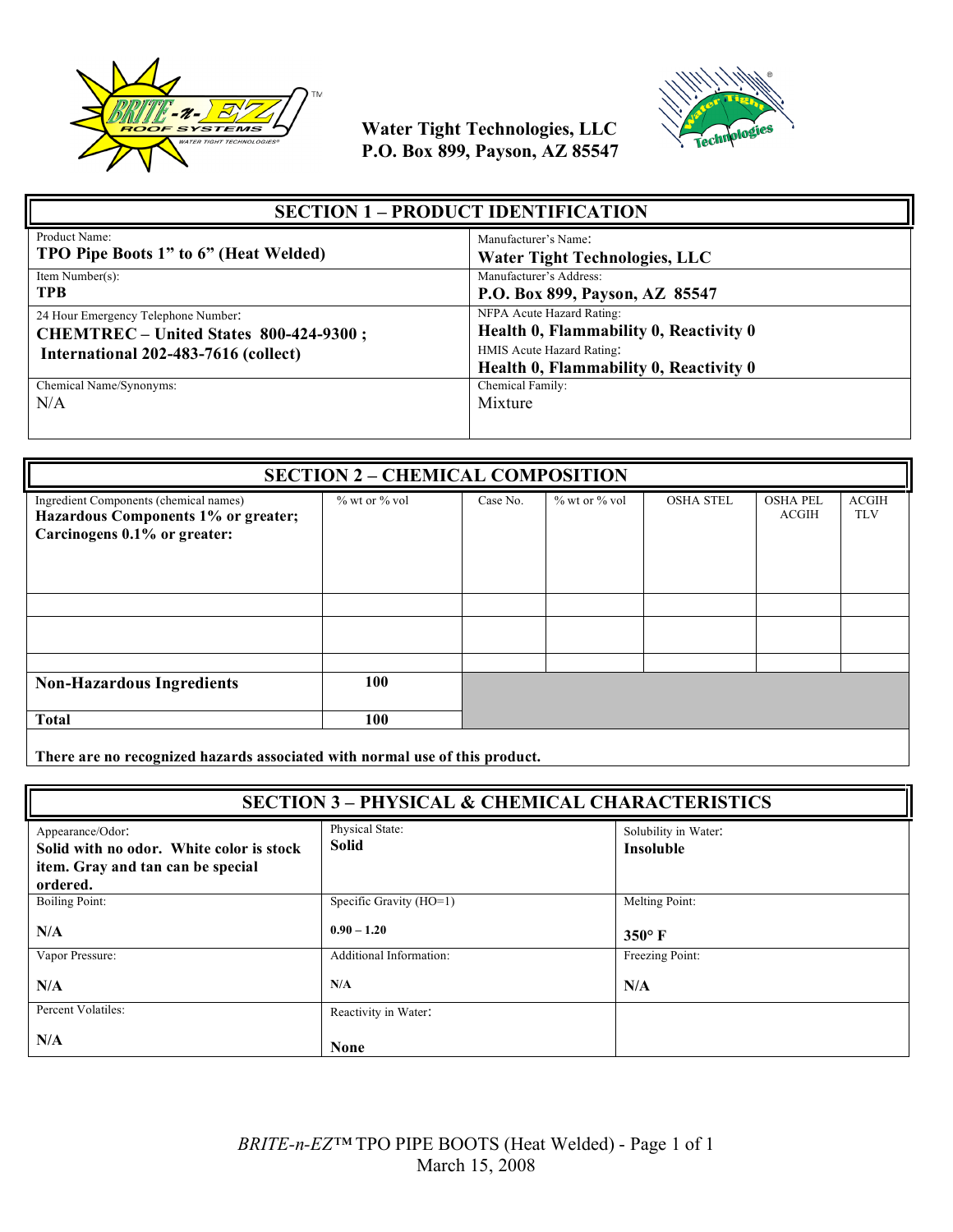Water Tight Technologies, LLC
P.O. Box 899, Payson, AZ 85547

## SECTION 1 – PRODUCT IDENTIFICATION

| | |
|---|---|
| Product Name:<br>**TPO Pipe Boots 1" to 6" (Heat Welded)** | Manufacturer's Name:<br>**Water Tight Technologies, LLC** |
| Item Number(s):<br>**TPB** | Manufacturer's Address:<br>**P.O. Box 899, Payson, AZ 85547** |
| 24 Hour Emergency Telephone Number:<br>**CHEMTREC – United States 800-424-9300 ; International 202-483-7616 (collect)** | NFPA Acute Hazard Rating:<br>**Health 0, Flammability 0, Reactivity 0**<br>HMIS Acute Hazard Rating:<br>**Health 0, Flammability 0, Reactivity 0** |
| Chemical Name/Synonyms:<br>N/A | Chemical Family:<br>Mixture |

## SECTION 2 – CHEMICAL COMPOSITION

| Ingredient Components (chemical names)<br>**Hazardous Components 1% or greater; Carcinogens 0.1% or greater:** | % wt or % vol | Case No. | % wt or % vol | OSHA STEL | OSHA PEL ACGIH | ACGIH TLV |
|---|---|---|---|---|---|---|
| | | | | | | |
| | | | | | | |
| | | | | | | |
| **Non-Hazardous Ingredients** | **100** | | | | | |
| **Total** | **100** | | | | | |

**There are no recognized hazards associated with normal use of this product.**

## SECTION 3 – PHYSICAL & CHEMICAL CHARACTERISTICS

| | | |
|---|---|---|
| Appearance/Odor:<br>**Solid with no odor. White color is stock item. Gray and tan can be special ordered.** | Physical State:<br>**Solid** | Solubility in Water:<br>**Insoluble** |
| Boiling Point:<br>**N/A** | Specific Gravity (HO=1)<br>**0.90 – 1.20** | Melting Point:<br>**350° F** |
| Vapor Pressure:<br>**N/A** | Additional Information:<br>**N/A** | Freezing Point:<br>**N/A** |
| Percent Volatiles:<br>**N/A** | Reactivity in Water:<br>**None** | |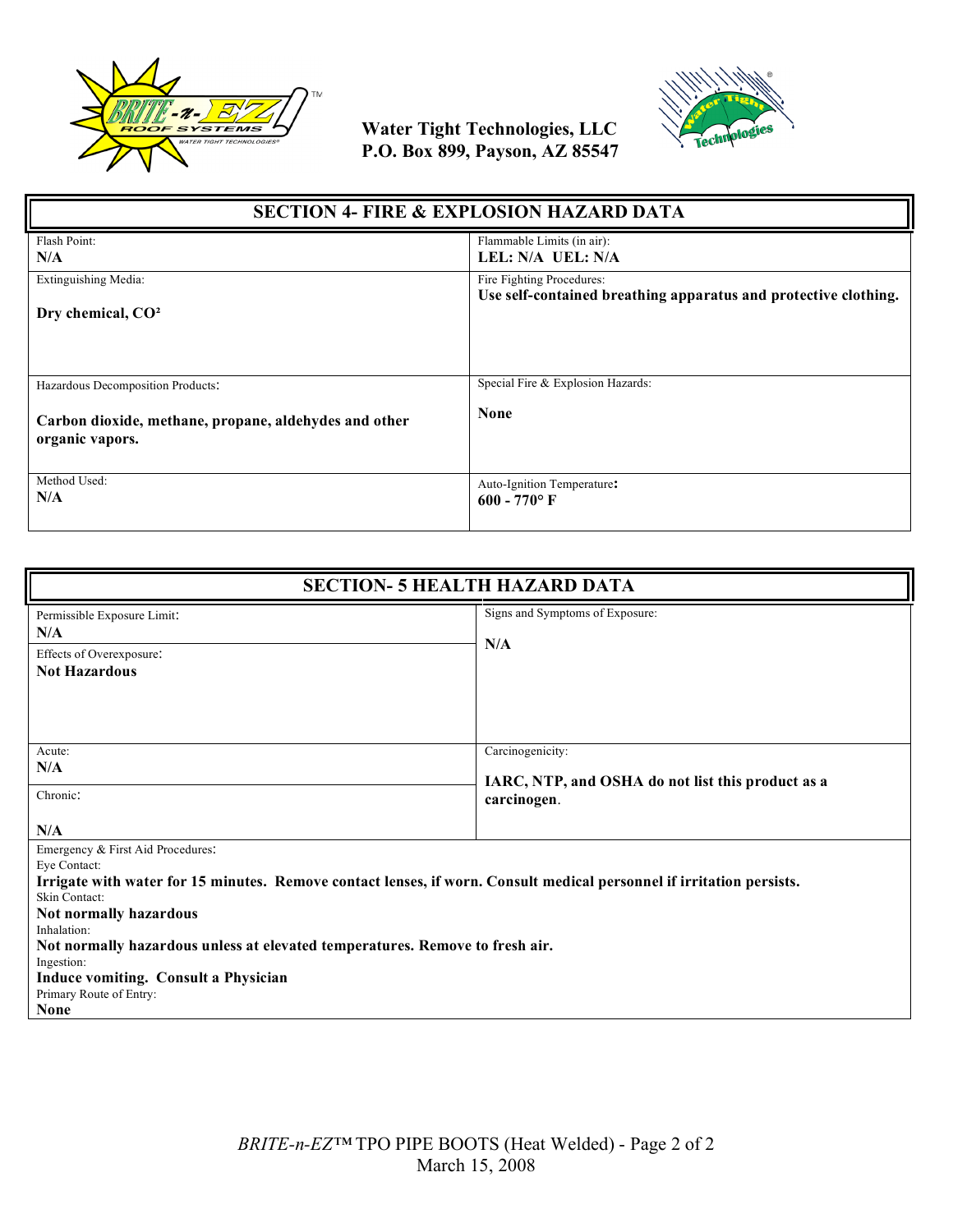Water Tight Technologies, LLC
P.O. Box 899, Payson, AZ 85547

## SECTION 4- FIRE & EXPLOSION HAZARD DATA

| | |
|---|---|
| Flash Point:<br>**N/A** | Flammable Limits (in air):<br>**LEL: N/A UEL: N/A** |
| Extinguishing Media:<br>**Dry chemical, CO²** | Fire Fighting Procedures:<br>**Use self-contained breathing apparatus and protective clothing.** |
| Hazardous Decomposition Products:<br>**Carbon dioxide, methane, propane, aldehydes and other organic vapors.** | Special Fire & Explosion Hazards:<br>**None** |
| Method Used:<br>**N/A** | Auto-Ignition Temperature:<br>**600 - 770° F** |

## SECTION- 5 HEALTH HAZARD DATA

| | |
|---|---|
| Permissible Exposure Limit:<br>**N/A**<br>Effects of Overexposure:<br>**Not Hazardous** | Signs and Symptoms of Exposure:<br>**N/A** |
| Acute:<br>**N/A**<br>Chronic:<br>**N/A** | Carcinogenicity:<br>**IARC, NTP, and OSHA do not list this product as a carcinogen**. |

Emergency & First Aid Procedures:

Eye Contact:
**Irrigate with water for 15 minutes. Remove contact lenses, if worn. Consult medical personnel if irritation persists.**

Skin Contact:
**Not normally hazardous**

Inhalation:
**Not normally hazardous unless at elevated temperatures. Remove to fresh air.**

Ingestion:
**Induce vomiting. Consult a Physician**

Primary Route of Entry:
**None**

*BRITE-n-EZ™* TPO PIPE BOOTS (Heat Welded)
March 15, 2008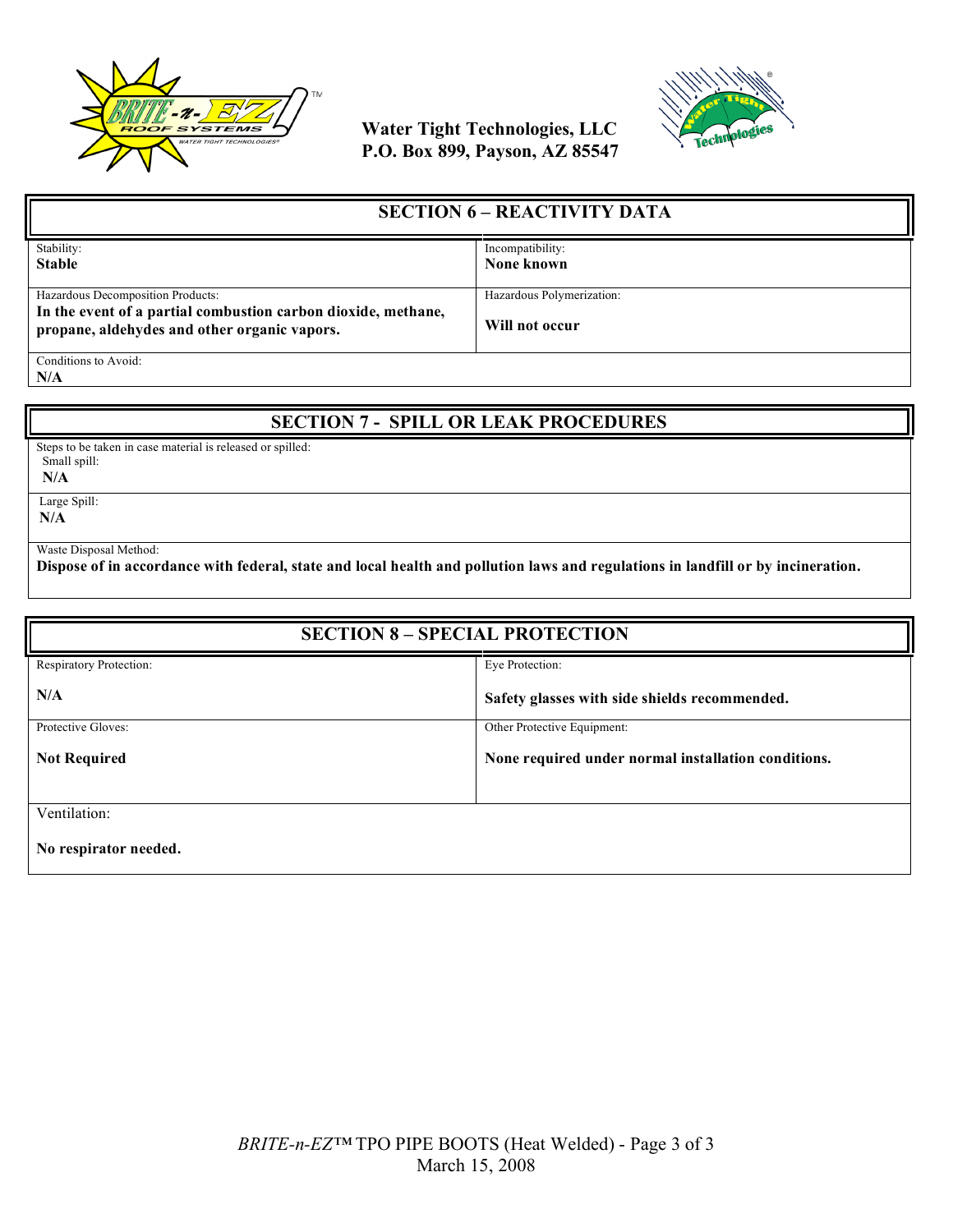**Water Tight Technologies, LLC**
**P.O. Box 899, Payson, AZ 85547**

## SECTION 6 – REACTIVITY DATA

| | |
|---|---|
| Stability:<br>**Stable** | Incompatibility:<br>**None known** |
| Hazardous Decomposition Products:<br>**In the event of a partial combustion carbon dioxide, methane, propane, aldehydes and other organic vapors.** | Hazardous Polymerization:<br>**Will not occur** |
| Conditions to Avoid:<br>**N/A** | |

## SECTION 7 - SPILL OR LEAK PROCEDURES

Steps to be taken in case material is released or spilled:

Small spill:
**N/A**

Large Spill:
**N/A**

Waste Disposal Method:
**Dispose of in accordance with federal, state and local health and pollution laws and regulations in landfill or by incineration.**

## SECTION 8 – SPECIAL PROTECTION

| | |
|---|---|
| Respiratory Protection:<br>**N/A** | Eye Protection:<br>**Safety glasses with side shields recommended.** |
| Protective Gloves:<br>**Not Required** | Other Protective Equipment:<br>**None required under normal installation conditions.** |
| Ventilation:<br>**No respirator needed.** | |

*BRITE-n-EZ*™ TPO PIPE BOOTS (Heat Welded)
March 15, 2008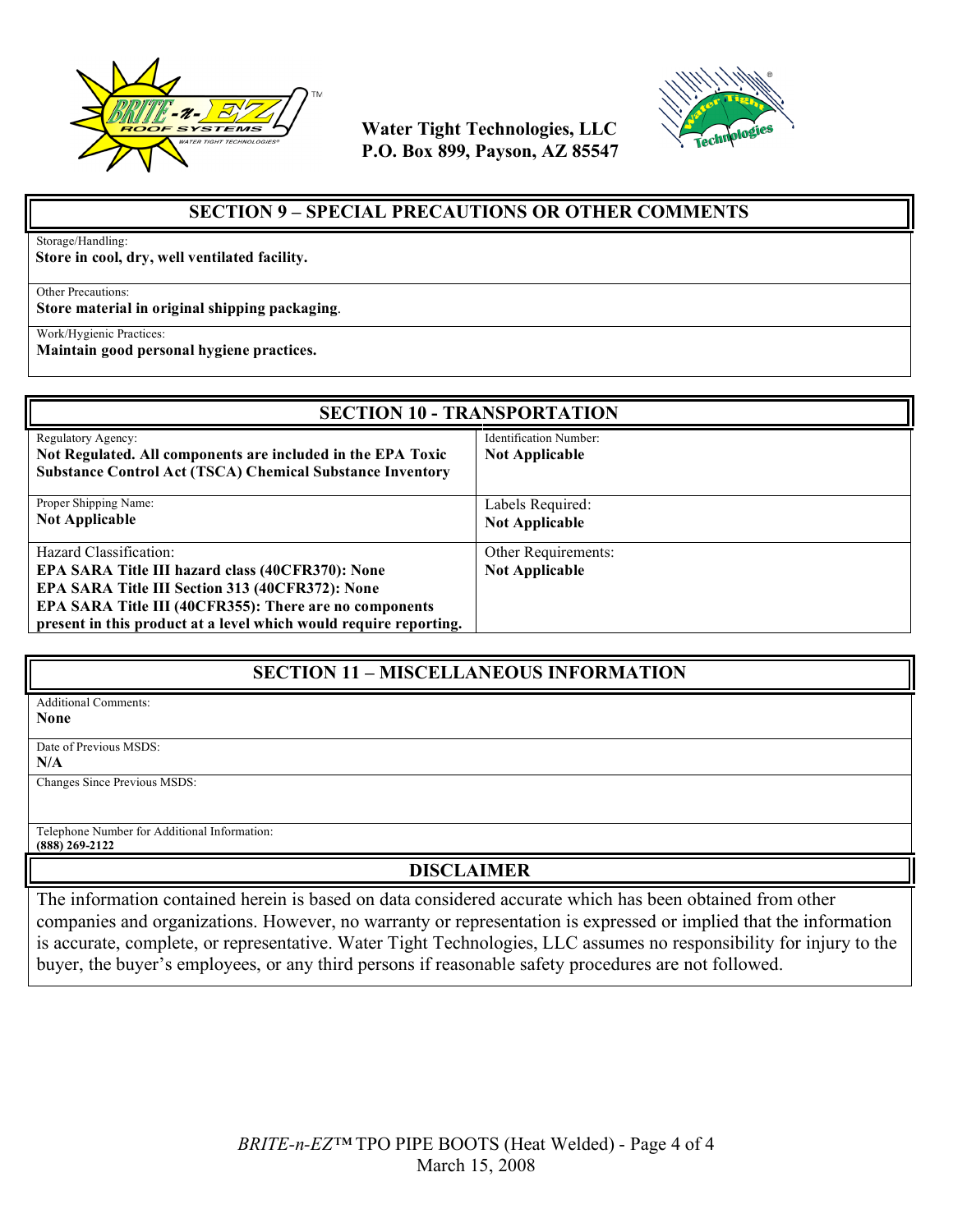Water Tight Technologies, LLC
P.O. Box 899, Payson, AZ 85547

## SECTION 9 – SPECIAL PRECAUTIONS OR OTHER COMMENTS

Storage/Handling:
**Store in cool, dry, well ventilated facility.**

Other Precautions:
**Store material in original shipping packaging**.

Work/Hygienic Practices:
**Maintain good personal hygiene practices.**

## SECTION 10 - TRANSPORTATION

| | |
|---|---|
| Regulatory Agency:<br>**Not Regulated. All components are included in the EPA Toxic Substance Control Act (TSCA) Chemical Substance Inventory** | Identification Number:<br>**Not Applicable** |
| Proper Shipping Name:<br>**Not Applicable** | Labels Required:<br>**Not Applicable** |
| Hazard Classification:<br>**EPA SARA Title III hazard class (40CFR370): None**<br>**EPA SARA Title III Section 313 (40CFR372): None**<br>**EPA SARA Title III (40CFR355): There are no components present in this product at a level which would require reporting.** | Other Requirements:<br>**Not Applicable** |

## SECTION 11 – MISCELLANEOUS INFORMATION

Additional Comments:
**None**

Date of Previous MSDS:
**N/A**

Changes Since Previous MSDS:

Telephone Number for Additional Information:
**(888) 269-2122**

## DISCLAIMER

The information contained herein is based on data considered accurate which has been obtained from other companies and organizations. However, no warranty or representation is expressed or implied that the information is accurate, complete, or representative. Water Tight Technologies, LLC assumes no responsibility for injury to the buyer, the buyer's employees, or any third persons if reasonable safety procedures are not followed.